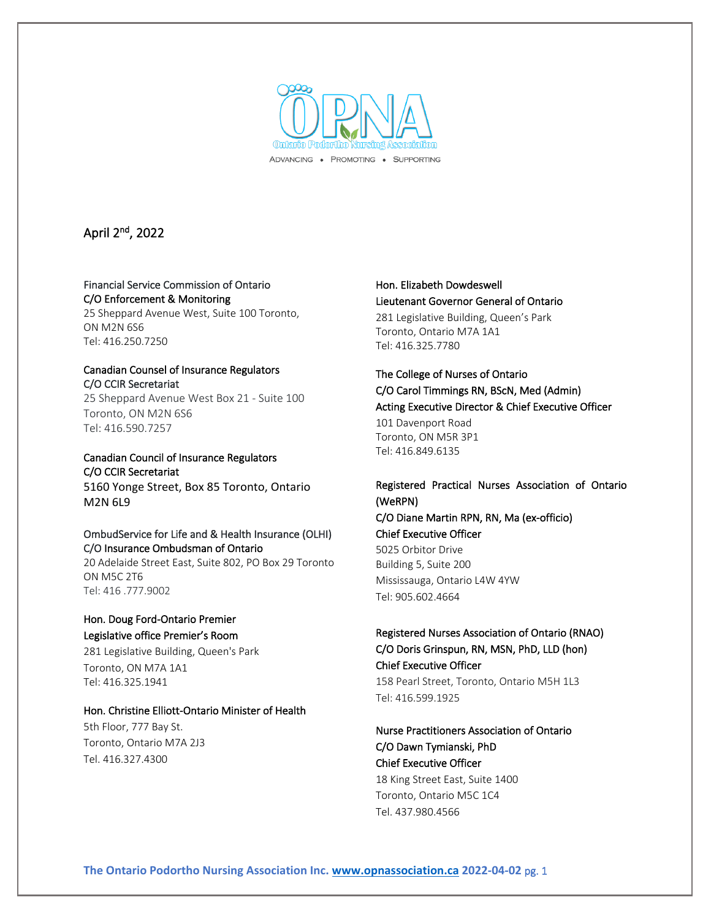OPNA

Ontario Podortho Nursing Association

ADVANCING • PROMOTING • SUPPORTING

April 2nd, 2022

Financial Service Commission of Ontario
C/O Enforcement & Monitoring
25 Sheppard Avenue West, Suite 100 Toronto, ON M2N 6S6
Tel: 416.250.7250

Canadian Counsel of Insurance Regulators
C/O CCIR Secretariat
25 Sheppard Avenue West Box 21 - Suite 100
Toronto, ON M2N 6S6
Tel: 416.590.7257

Canadian Council of Insurance Regulators
C/O CCIR Secretariat
5160 Yonge Street, Box 85 Toronto, Ontario M2N 6L9

OmbudService for Life and & Health Insurance (OLHI)
C/O Insurance Ombudsman of Ontario
20 Adelaide Street East, Suite 802, PO Box 29 Toronto ON M5C 2T6
Tel: 416 .777.9002

Hon. Doug Ford-Ontario Premier
Legislative office Premier's Room
281 Legislative Building, Queen's Park
Toronto, ON M7A 1A1
Tel: 416.325.1941

Hon. Christine Elliott-Ontario Minister of Health
5th Floor, 777 Bay St.
Toronto, Ontario M7A 2J3
Tel. 416.327.4300

Hon. Elizabeth Dowdeswell
Lieutenant Governor General of Ontario
281 Legislative Building, Queen's Park
Toronto, Ontario M7A 1A1
Tel: 416.325.7780

The College of Nurses of Ontario
C/O Carol Timmings RN, BScN, Med (Admin)
Acting Executive Director & Chief Executive Officer
101 Davenport Road
Toronto, ON M5R 3P1
Tel: 416.849.6135

Registered Practical Nurses Association of Ontario (WeRPN)
C/O Diane Martin RPN, RN, Ma (ex-officio)
Chief Executive Officer
5025 Orbitor Drive
Building 5, Suite 200
Mississauga, Ontario L4W 4YW
Tel: 905.602.4664

Registered Nurses Association of Ontario (RNAO)
C/O Doris Grinspun, RN, MSN, PhD, LLD (hon)
Chief Executive Officer
158 Pearl Street, Toronto, Ontario M5H 1L3
Tel: 416.599.1925

Nurse Practitioners Association of Ontario
C/O Dawn Tymianski, PhD
Chief Executive Officer
18 King Street East, Suite 1400
Toronto, Ontario M5C 1C4
Tel. 437.980.4566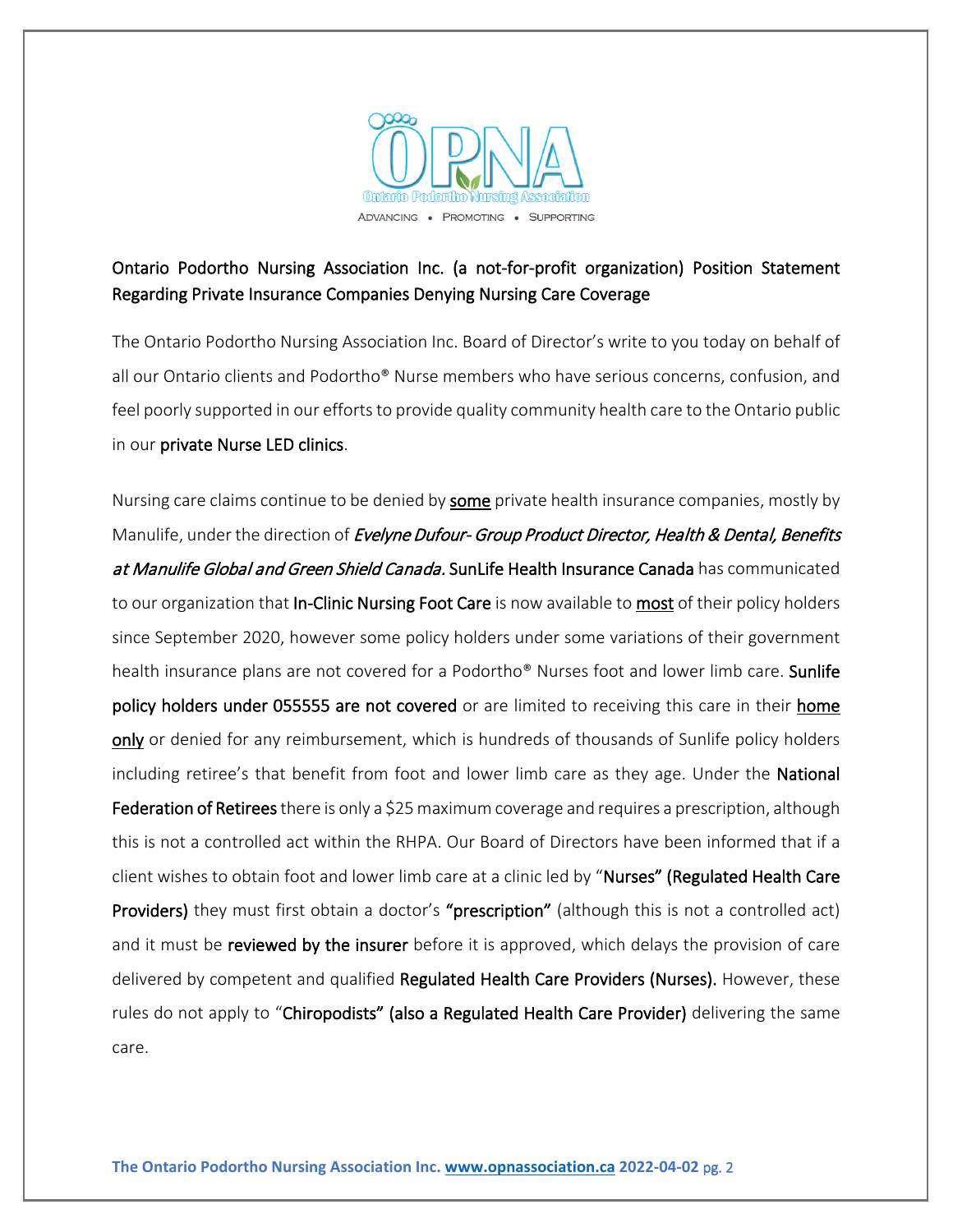Ontario Podortho Nursing Association Inc. (a not-for-profit organization) Position Statement Regarding Private Insurance Companies Denying Nursing Care Coverage

The Ontario Podortho Nursing Association Inc. Board of Director's write to you today on behalf of all our Ontario clients and Podortho® Nurse members who have serious concerns, confusion, and feel poorly supported in our efforts to provide quality community health care to the Ontario public in our private Nurse LED clinics.

Nursing care claims continue to be denied by <u>some</u> private health insurance companies, mostly by Manulife, under the direction of *Evelyne Dufour- Group Product Director, Health & Dental, Benefits at Manulife Global and Green Shield Canada.* SunLife Health Insurance Canada has communicated to our organization that In-Clinic Nursing Foot Care is now available to <u>most</u> of their policy holders since September 2020, however some policy holders under some variations of their government health insurance plans are not covered for a Podortho® Nurses foot and lower limb care. Sunlife policy holders under 055555 are not covered or are limited to receiving this care in their <u>home only</u> or denied for any reimbursement, which is hundreds of thousands of Sunlife policy holders including retiree's that benefit from foot and lower limb care as they age. Under the National Federation of Retirees there is only a $25 maximum coverage and requires a prescription, although this is not a controlled act within the RHPA. Our Board of Directors have been informed that if a client wishes to obtain foot and lower limb care at a clinic led by "Nurses" (Regulated Health Care Providers) they must first obtain a doctor's "prescription" (although this is not a controlled act) and it must be reviewed by the insurer before it is approved, which delays the provision of care delivered by competent and qualified Regulated Health Care Providers (Nurses). However, these rules do not apply to "Chiropodists" (also a Regulated Health Care Provider) delivering the same care.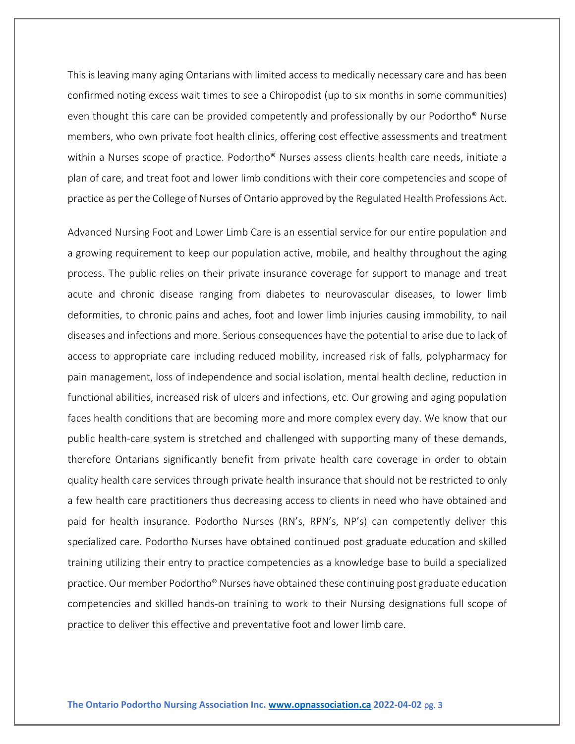This is leaving many aging Ontarians with limited access to medically necessary care and has been confirmed noting excess wait times to see a Chiropodist (up to six months in some communities) even thought this care can be provided competently and professionally by our Podortho® Nurse members, who own private foot health clinics, offering cost effective assessments and treatment within a Nurses scope of practice. Podortho® Nurses assess clients health care needs, initiate a plan of care, and treat foot and lower limb conditions with their core competencies and scope of practice as per the College of Nurses of Ontario approved by the Regulated Health Professions Act.

Advanced Nursing Foot and Lower Limb Care is an essential service for our entire population and a growing requirement to keep our population active, mobile, and healthy throughout the aging process. The public relies on their private insurance coverage for support to manage and treat acute and chronic disease ranging from diabetes to neurovascular diseases, to lower limb deformities, to chronic pains and aches, foot and lower limb injuries causing immobility, to nail diseases and infections and more. Serious consequences have the potential to arise due to lack of access to appropriate care including reduced mobility, increased risk of falls, polypharmacy for pain management, loss of independence and social isolation, mental health decline, reduction in functional abilities, increased risk of ulcers and infections, etc. Our growing and aging population faces health conditions that are becoming more and more complex every day. We know that our public health-care system is stretched and challenged with supporting many of these demands, therefore Ontarians significantly benefit from private health care coverage in order to obtain quality health care services through private health insurance that should not be restricted to only a few health care practitioners thus decreasing access to clients in need who have obtained and paid for health insurance. Podortho Nurses (RN's, RPN's, NP's) can competently deliver this specialized care. Podortho Nurses have obtained continued post graduate education and skilled training utilizing their entry to practice competencies as a knowledge base to build a specialized practice. Our member Podortho® Nurses have obtained these continuing post graduate education competencies and skilled hands-on training to work to their Nursing designations full scope of practice to deliver this effective and preventative foot and lower limb care.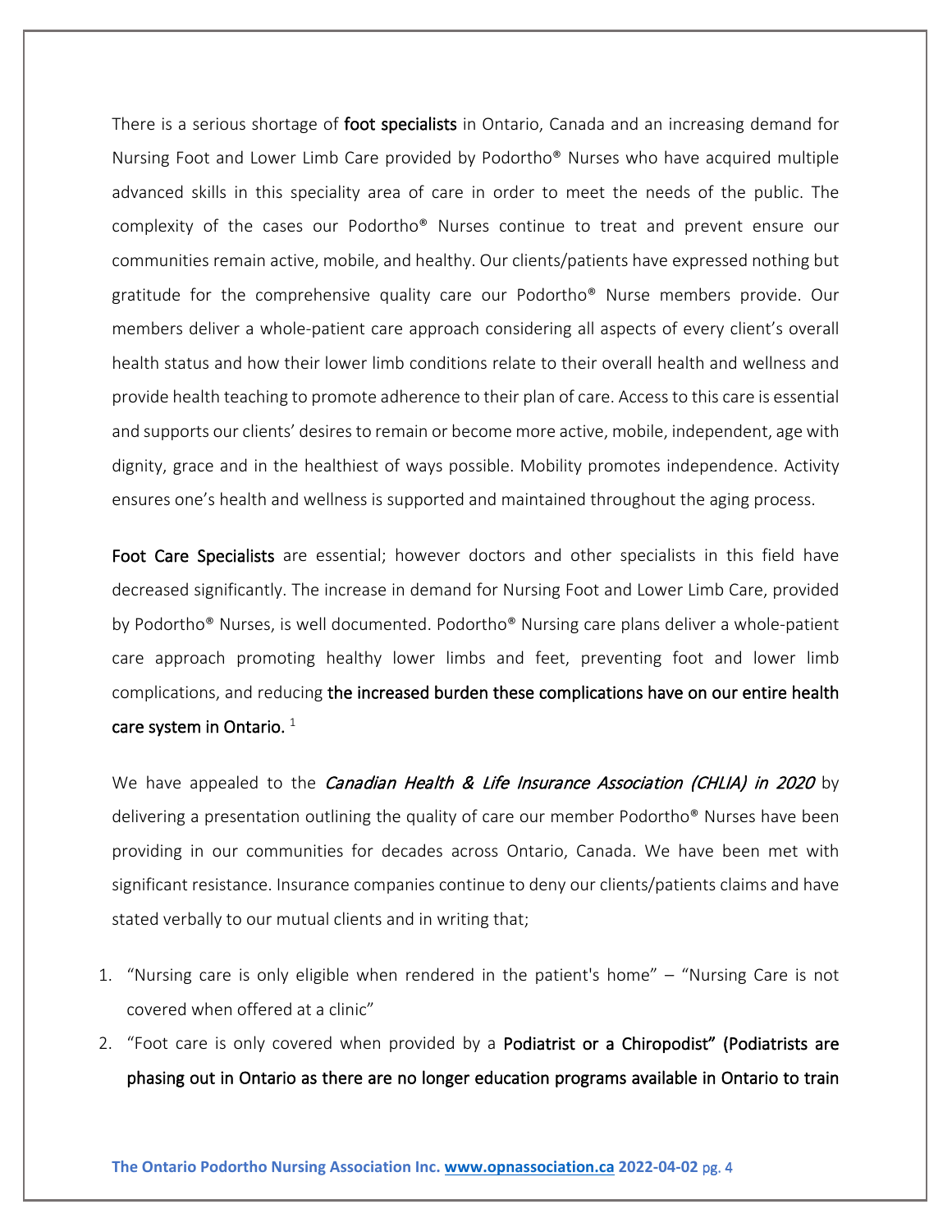There is a serious shortage of **foot specialists** in Ontario, Canada and an increasing demand for Nursing Foot and Lower Limb Care provided by Podortho® Nurses who have acquired multiple advanced skills in this speciality area of care in order to meet the needs of the public. The complexity of the cases our Podortho® Nurses continue to treat and prevent ensure our communities remain active, mobile, and healthy. Our clients/patients have expressed nothing but gratitude for the comprehensive quality care our Podortho® Nurse members provide. Our members deliver a whole-patient care approach considering all aspects of every client's overall health status and how their lower limb conditions relate to their overall health and wellness and provide health teaching to promote adherence to their plan of care. Access to this care is essential and supports our clients' desires to remain or become more active, mobile, independent, age with dignity, grace and in the healthiest of ways possible. Mobility promotes independence. Activity ensures one's health and wellness is supported and maintained throughout the aging process.

**Foot Care Specialists** are essential; however doctors and other specialists in this field have decreased significantly. The increase in demand for Nursing Foot and Lower Limb Care, provided by Podortho® Nurses, is well documented. Podortho® Nursing care plans deliver a whole-patient care approach promoting healthy lower limbs and feet, preventing foot and lower limb complications, and reducing **the increased burden these complications have on our entire health care system in Ontario.** [1]

We have appealed to the ***Canadian Health & Life Insurance Association (CHLIA) in 2020*** by delivering a presentation outlining the quality of care our member Podortho® Nurses have been providing in our communities for decades across Ontario, Canada. We have been met with significant resistance. Insurance companies continue to deny our clients/patients claims and have stated verbally to our mutual clients and in writing that;

1. "Nursing care is only eligible when rendered in the patient's home" – "Nursing Care is not covered when offered at a clinic"
2. "Foot care is only covered when provided by a **Podiatrist or a Chiropodist" (Podiatrists are phasing out in Ontario as there are no longer education programs available in Ontario to train**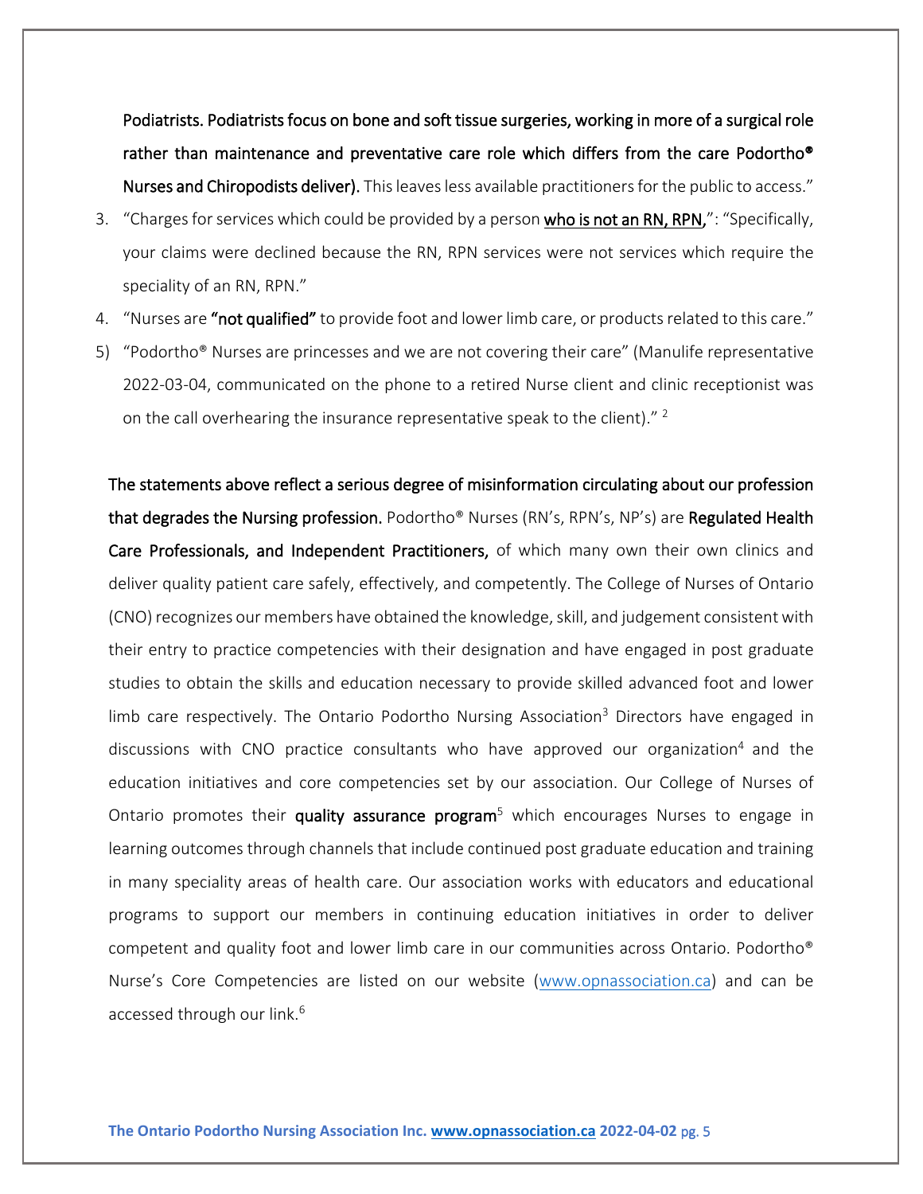**Podiatrists. Podiatrists focus on bone and soft tissue surgeries, working in more of a surgical role rather than maintenance and preventative care role which differs from the care Podortho® Nurses and Chiropodists deliver).** This leaves less available practitioners for the public to access."

3. "Charges for services which could be provided by a person **who is not an RN, RPN,**": "Specifically, your claims were declined because the RN, RPN services were not services which require the speciality of an RN, RPN."
4. "Nurses are **"not qualified"** to provide foot and lower limb care, or products related to this care."
5. "Podortho® Nurses are princesses and we are not covering their care" (Manulife representative 2022-03-04, communicated on the phone to a retired Nurse client and clinic receptionist was on the call overhearing the insurance representative speak to the client)." [2]

**The statements above reflect a serious degree of misinformation circulating about our profession that degrades the Nursing profession.** Podortho® Nurses (RN's, RPN's, NP's) are **Regulated Health Care Professionals, and Independent Practitioners,** of which many own their own clinics and deliver quality patient care safely, effectively, and competently. The College of Nurses of Ontario (CNO) recognizes our members have obtained the knowledge, skill, and judgement consistent with their entry to practice competencies with their designation and have engaged in post graduate studies to obtain the skills and education necessary to provide skilled advanced foot and lower limb care respectively. The Ontario Podortho Nursing Association[3] Directors have engaged in discussions with CNO practice consultants who have approved our organization[4] and the education initiatives and core competencies set by our association. Our College of Nurses of Ontario promotes their **quality assurance program**[5] which encourages Nurses to engage in learning outcomes through channels that include continued post graduate education and training in many speciality areas of health care. Our association works with educators and educational programs to support our members in continuing education initiatives in order to deliver competent and quality foot and lower limb care in our communities across Ontario. Podortho® Nurse's Core Competencies are listed on our website (www.opnassociation.ca) and can be accessed through our link.[6]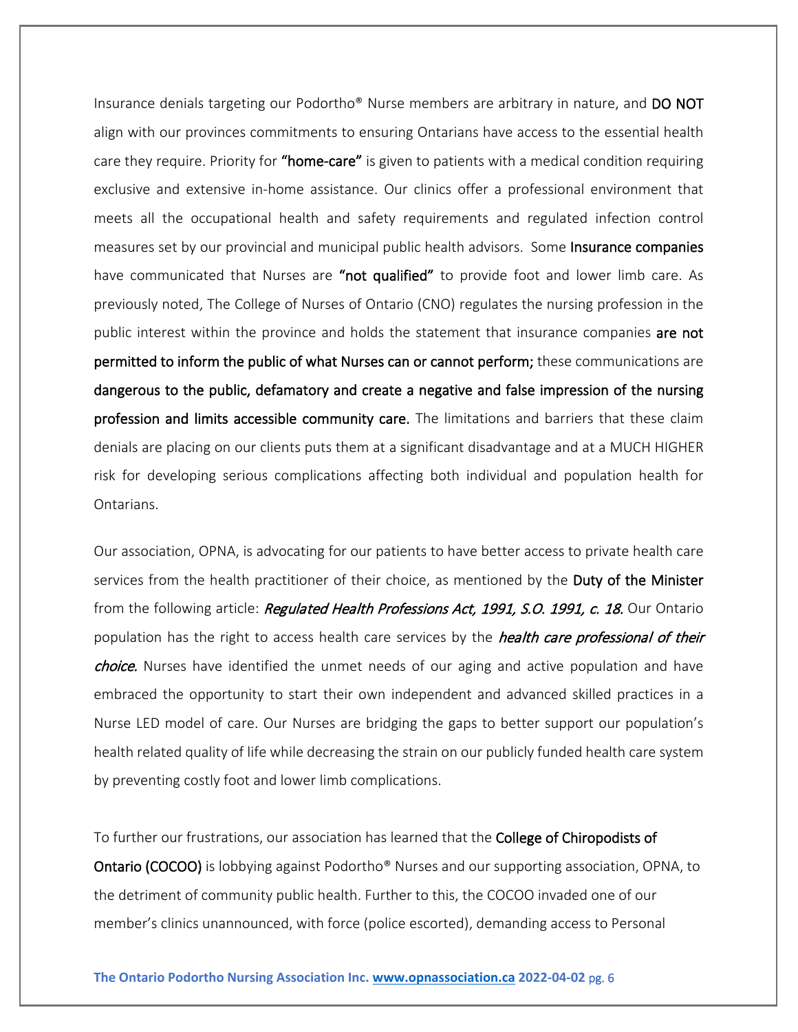Insurance denials targeting our Podortho® Nurse members are arbitrary in nature, and **DO NOT** align with our provinces commitments to ensuring Ontarians have access to the essential health care they require. Priority for **"home-care"** is given to patients with a medical condition requiring exclusive and extensive in-home assistance. Our clinics offer a professional environment that meets all the occupational health and safety requirements and regulated infection control measures set by our provincial and municipal public health advisors. Some **Insurance companies** have communicated that Nurses are **"not qualified"** to provide foot and lower limb care. As previously noted, The College of Nurses of Ontario (CNO) regulates the nursing profession in the public interest within the province and holds the statement that insurance companies **are not permitted to inform the public of what Nurses can or cannot perform;** these communications are **dangerous to the public, defamatory and create a negative and false impression of the nursing profession and limits accessible community care.** The limitations and barriers that these claim denials are placing on our clients puts them at a significant disadvantage and at a MUCH HIGHER risk for developing serious complications affecting both individual and population health for Ontarians.

Our association, OPNA, is advocating for our patients to have better access to private health care services from the health practitioner of their choice, as mentioned by the **Duty of the Minister** from the following article: ***Regulated Health Professions Act, 1991, S.O. 1991, c. 18.*** Our Ontario population has the right to access health care services by the ***health care professional of their choice.*** Nurses have identified the unmet needs of our aging and active population and have embraced the opportunity to start their own independent and advanced skilled practices in a Nurse LED model of care. Our Nurses are bridging the gaps to better support our population's health related quality of life while decreasing the strain on our publicly funded health care system by preventing costly foot and lower limb complications.

To further our frustrations, our association has learned that the **College of Chiropodists of Ontario (COCOO)** is lobbying against Podortho® Nurses and our supporting association, OPNA, to the detriment of community public health. Further to this, the COCOO invaded one of our member's clinics unannounced, with force (police escorted), demanding access to Personal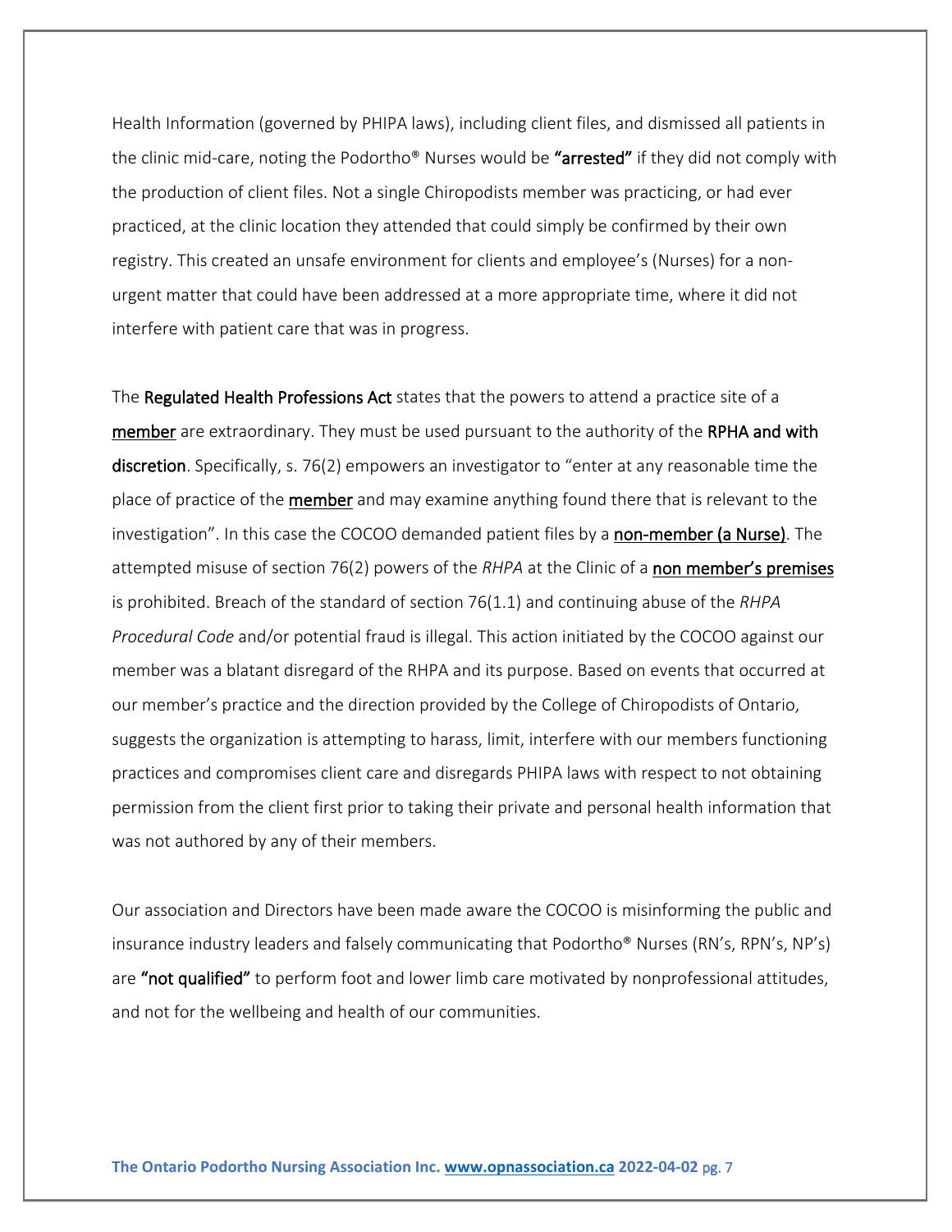Health Information (governed by PHIPA laws), including client files, and dismissed all patients in the clinic mid-care, noting the Podortho® Nurses would be **"arrested"** if they did not comply with the production of client files. Not a single Chiropodists member was practicing, or had ever practiced, at the clinic location they attended that could simply be confirmed by their own registry. This created an unsafe environment for clients and employee's (Nurses) for a non-urgent matter that could have been addressed at a more appropriate time, where it did not interfere with patient care that was in progress.

The **Regulated Health Professions Act** states that the powers to attend a practice site of a **member** are extraordinary. They must be used pursuant to the authority of the **RPHA and with discretion**. Specifically, s. 76(2) empowers an investigator to "enter at any reasonable time the place of practice of the **member** and may examine anything found there that is relevant to the investigation". In this case the COCOO demanded patient files by a **non-member (a Nurse)**. The attempted misuse of section 76(2) powers of the *RHPA* at the Clinic of a **non member's premises** is prohibited. Breach of the standard of section 76(1.1) and continuing abuse of the *RHPA Procedural Code* and/or potential fraud is illegal. This action initiated by the COCOO against our member was a blatant disregard of the RHPA and its purpose. Based on events that occurred at our member's practice and the direction provided by the College of Chiropodists of Ontario, suggests the organization is attempting to harass, limit, interfere with our members functioning practices and compromises client care and disregards PHIPA laws with respect to not obtaining permission from the client first prior to taking their private and personal health information that was not authored by any of their members.

Our association and Directors have been made aware the COCOO is misinforming the public and insurance industry leaders and falsely communicating that Podortho® Nurses (RN's, RPN's, NP's) are **"not qualified"** to perform foot and lower limb care motivated by nonprofessional attitudes, and not for the wellbeing and health of our communities.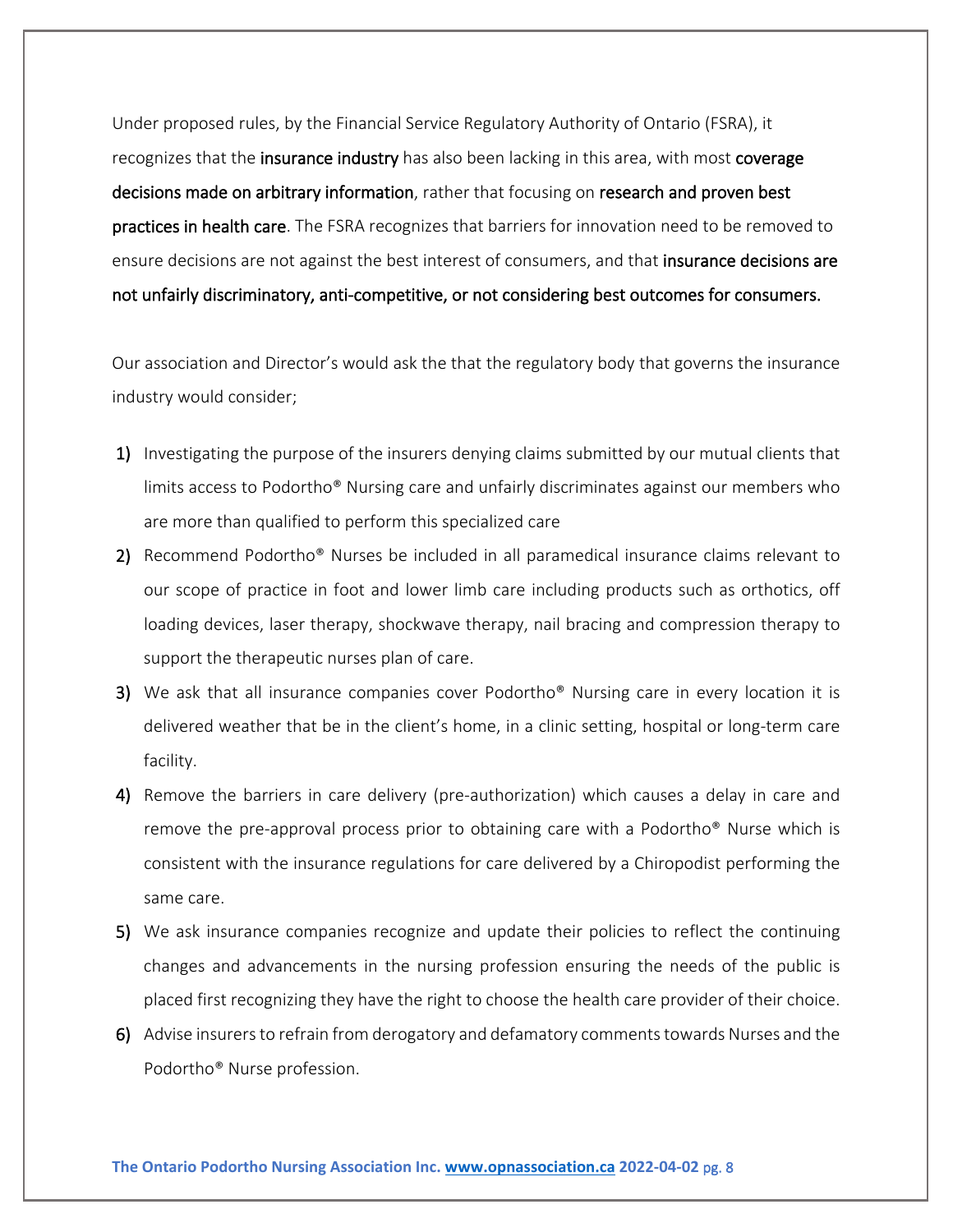Under proposed rules, by the Financial Service Regulatory Authority of Ontario (FSRA), it recognizes that the **insurance industry** has also been lacking in this area, with most **coverage decisions made on arbitrary information**, rather that focusing on **research and proven best practices in health care**. The FSRA recognizes that barriers for innovation need to be removed to ensure decisions are not against the best interest of consumers, and that **insurance decisions are not unfairly discriminatory, anti-competitive, or not considering best outcomes for consumers.**

Our association and Director's would ask the that the regulatory body that governs the insurance industry would consider;

1) Investigating the purpose of the insurers denying claims submitted by our mutual clients that limits access to Podortho® Nursing care and unfairly discriminates against our members who are more than qualified to perform this specialized care
2) Recommend Podortho® Nurses be included in all paramedical insurance claims relevant to our scope of practice in foot and lower limb care including products such as orthotics, off loading devices, laser therapy, shockwave therapy, nail bracing and compression therapy to support the therapeutic nurses plan of care.
3) We ask that all insurance companies cover Podortho® Nursing care in every location it is delivered weather that be in the client's home, in a clinic setting, hospital or long-term care facility.
4) Remove the barriers in care delivery (pre-authorization) which causes a delay in care and remove the pre-approval process prior to obtaining care with a Podortho® Nurse which is consistent with the insurance regulations for care delivered by a Chiropodist performing the same care.
5) We ask insurance companies recognize and update their policies to reflect the continuing changes and advancements in the nursing profession ensuring the needs of the public is placed first recognizing they have the right to choose the health care provider of their choice.
6) Advise insurers to refrain from derogatory and defamatory comments towards Nurses and the Podortho® Nurse profession.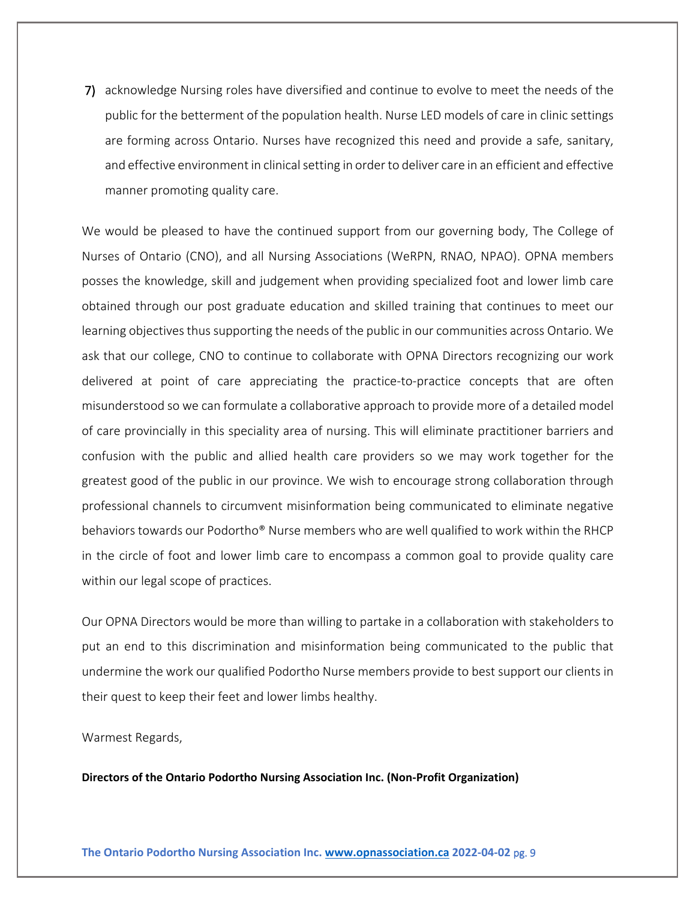7) acknowledge Nursing roles have diversified and continue to evolve to meet the needs of the public for the betterment of the population health. Nurse LED models of care in clinic settings are forming across Ontario. Nurses have recognized this need and provide a safe, sanitary, and effective environment in clinical setting in order to deliver care in an efficient and effective manner promoting quality care.

We would be pleased to have the continued support from our governing body, The College of Nurses of Ontario (CNO), and all Nursing Associations (WeRPN, RNAO, NPAO). OPNA members posses the knowledge, skill and judgement when providing specialized foot and lower limb care obtained through our post graduate education and skilled training that continues to meet our learning objectives thus supporting the needs of the public in our communities across Ontario. We ask that our college, CNO to continue to collaborate with OPNA Directors recognizing our work delivered at point of care appreciating the practice-to-practice concepts that are often misunderstood so we can formulate a collaborative approach to provide more of a detailed model of care provincially in this speciality area of nursing. This will eliminate practitioner barriers and confusion with the public and allied health care providers so we may work together for the greatest good of the public in our province. We wish to encourage strong collaboration through professional channels to circumvent misinformation being communicated to eliminate negative behaviors towards our Podortho® Nurse members who are well qualified to work within the RHCP in the circle of foot and lower limb care to encompass a common goal to provide quality care within our legal scope of practices.

Our OPNA Directors would be more than willing to partake in a collaboration with stakeholders to put an end to this discrimination and misinformation being communicated to the public that undermine the work our qualified Podortho Nurse members provide to best support our clients in their quest to keep their feet and lower limbs healthy.

Warmest Regards,

**Directors of the Ontario Podortho Nursing Association Inc. (Non-Profit Organization)**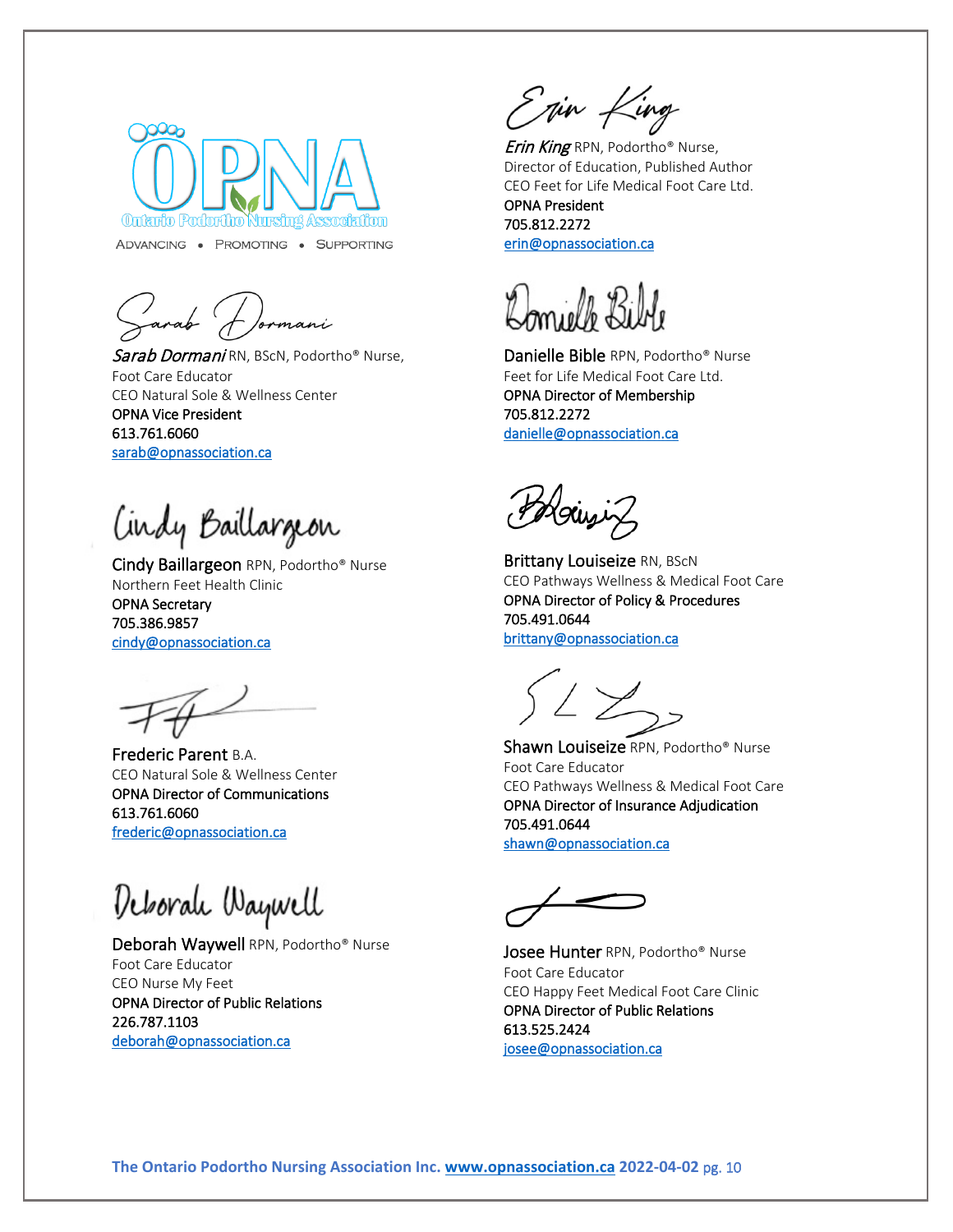ADVANCING • PROMOTING • SUPPORTING

*Sarab Dormani* RN, BScN, Podortho® Nurse,
Foot Care Educator
CEO Natural Sole & Wellness Center
OPNA Vice President
613.761.6060
sarab@opnassociation.ca

Cindy Baillargeon RPN, Podortho® Nurse
Northern Feet Health Clinic
OPNA Secretary
705.386.9857
cindy@opnassociation.ca

Frederic Parent B.A.
CEO Natural Sole & Wellness Center
OPNA Director of Communications
613.761.6060
frederic@opnassociation.ca

Deborah Waywell RPN, Podortho® Nurse
Foot Care Educator
CEO Nurse My Feet
OPNA Director of Public Relations
226.787.1103
deborah@opnassociation.ca

*Erin King* RPN, Podortho® Nurse,
Director of Education, Published Author
CEO Feet for Life Medical Foot Care Ltd.
OPNA President
705.812.2272
erin@opnassociation.ca

Danielle Bible RPN, Podortho® Nurse
Feet for Life Medical Foot Care Ltd.
OPNA Director of Membership
705.812.2272
danielle@opnassociation.ca

Brittany Louiseize RN, BScN
CEO Pathways Wellness & Medical Foot Care
OPNA Director of Policy & Procedures
705.491.0644
brittany@opnassociation.ca

Shawn Louiseize RPN, Podortho® Nurse
Foot Care Educator
CEO Pathways Wellness & Medical Foot Care
OPNA Director of Insurance Adjudication
705.491.0644
shawn@opnassociation.ca

Josee Hunter RPN, Podortho® Nurse
Foot Care Educator
CEO Happy Feet Medical Foot Care Clinic
OPNA Director of Public Relations
613.525.2424
josee@opnassociation.ca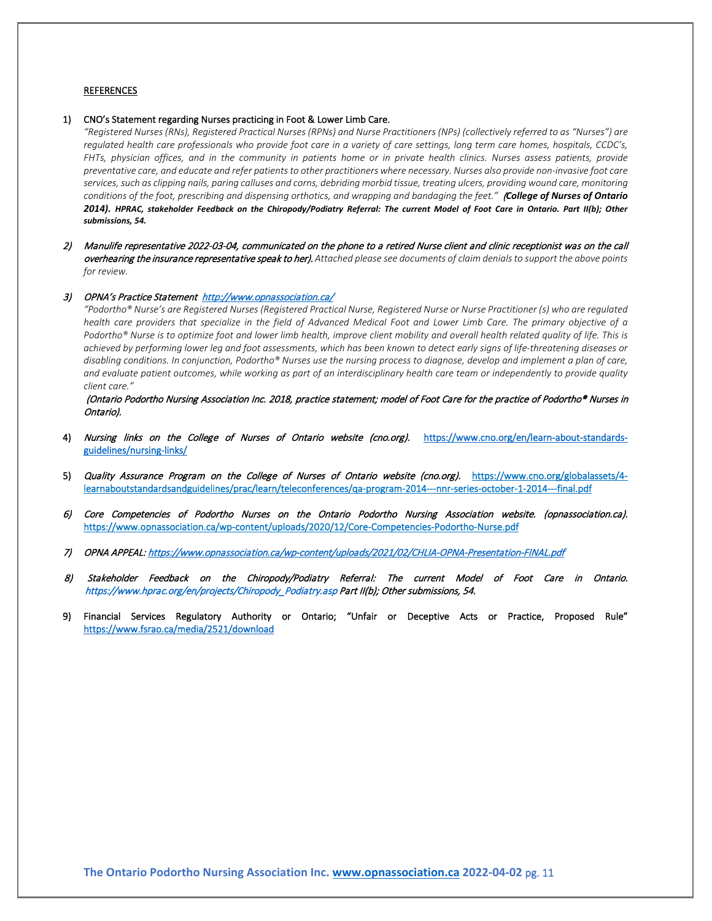REFERENCES

1) CNO's Statement regarding Nurses practicing in Foot & Lower Limb Care.
*"Registered Nurses (RNs), Registered Practical Nurses (RPNs) and Nurse Practitioners (NPs) (collectively referred to as "Nurses") are regulated health care professionals who provide foot care in a variety of care settings, long term care homes, hospitals, CCDC's, FHTs, physician offices, and in the community in patients home or in private health clinics. Nurses assess patients, provide preventative care, and educate and refer patients to other practitioners where necessary. Nurses also provide non-invasive foot care services, such as clipping nails, paring calluses and corns, debriding morbid tissue, treating ulcers, providing wound care, monitoring conditions of the foot, prescribing and dispensing orthotics, and wrapping and bandaging the feet."* ***(College of Nurses of Ontario 2014). HPRAC, stakeholder Feedback on the Chiropody/Podiatry Referral: The current Model of Foot Care in Ontario. Part II(b); Other submissions, 54.***

2) *Manulife representative 2022-03-04, communicated on the phone to a retired Nurse client and clinic receptionist was on the call overhearing the insurance representative speak to her). Attached please see documents of claim denials to support the above points for review.*

3) *OPNA's Practice Statement* [*http://www.opnassociation.ca/*](http://www.opnassociation.ca/)
*"Podortho® Nurse's are Registered Nurses (Registered Practical Nurse, Registered Nurse or Nurse Practitioner (s) who are regulated health care providers that specialize in the field of Advanced Medical Foot and Lower Limb Care. The primary objective of a Podortho® Nurse is to optimize foot and lower limb health, improve client mobility and overall health related quality of life. This is achieved by performing lower leg and foot assessments, which has been known to detect early signs of life-threatening diseases or disabling conditions. In conjunction, Podortho® Nurses use the nursing process to diagnose, develop and implement a plan of care, and evaluate patient outcomes, while working as part of an interdisciplinary health care team or independently to provide quality client care."*
*(Ontario Podortho Nursing Association Inc. 2018, practice statement; model of Foot Care for the practice of Podortho® Nurses in Ontario).*

4) *Nursing links on the College of Nurses of Ontario website (cno.org).* https://www.cno.org/en/learn-about-standards-guidelines/nursing-links/

5) *Quality Assurance Program on the College of Nurses of Ontario website (cno.org).* https://www.cno.org/globalassets/4-learnaboutstandardsandguidelines/prac/learn/teleconferences/qa-program-2014---nnr-series-october-1-2014---final.pdf

6) *Core Competencies of Podortho Nurses on the Ontario Podortho Nursing Association website. (opnassociation.ca).* https://www.opnassociation.ca/wp-content/uploads/2020/12/Core-Competencies-Podortho-Nurse.pdf

7) *OPNA APPEAL: https://www.opnassociation.ca/wp-content/uploads/2021/02/CHLIA-OPNA-Presentation-FINAL.pdf*

8) *Stakeholder Feedback on the Chiropody/Podiatry Referral: The current Model of Foot Care in Ontario. https://www.hprac.org/en/projects/Chiropody_Podiatry.asp Part II(b); Other submissions, 54.*

9) Financial Services Regulatory Authority or Ontario; "Unfair or Deceptive Acts or Practice, Proposed Rule" https://www.fsrao.ca/media/2521/download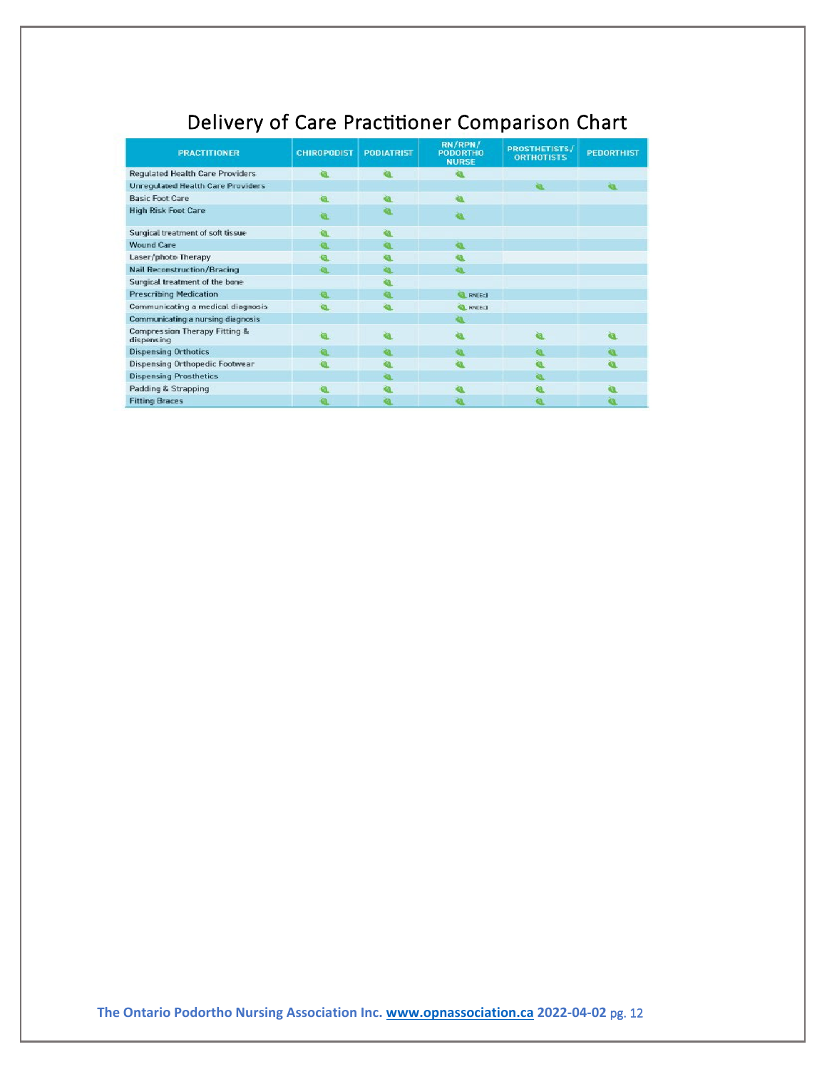# Delivery of Care Practitioner Comparison Chart

| PRACTITIONER | CHIROPODIST | PODIATRIST | RN/RPN/ PODORTHO NURSE | PROSTHETISTS/ ORTHOTISTS | PEDORTHIST |
|---|---|---|---|---|---|
| Regulated Health Care Providers | ✓ | ✓ | ✓ | | |
| Unregulated Health Care Providers | | | | ✓ | ✓ |
| Basic Foot Care | ✓ | ✓ | ✓ | | |
| High Risk Foot Care | ✓ | ✓ | ✓ | | |
| Surgical treatment of soft tissue | ✓ | ✓ | | | |
| Wound Care | ✓ | ✓ | ✓ | | |
| Laser/photo Therapy | ✓ | ✓ | ✓ | | |
| Nail Reconstruction/Bracing | ✓ | ✓ | ✓ | | |
| Surgical treatment of the bone | | ✓ | | | |
| Prescribing Medication | ✓ | ✓ | ✓ RN(Ec) | | |
| Communicating a medical diagnosis | ✓ | ✓ | ✓ RN(Ec) | | |
| Communicating a nursing diagnosis | | | ✓ | | |
| Compression Therapy Fitting & dispensing | ✓ | ✓ | ✓ | ✓ | ✓ |
| Dispensing Orthotics | ✓ | ✓ | ✓ | ✓ | ✓ |
| Dispensing Orthopedic Footwear | ✓ | ✓ | ✓ | ✓ | ✓ |
| Dispensing Prosthetics | | ✓ | | ✓ | |
| Padding & Strapping | ✓ | ✓ | ✓ | ✓ | ✓ |
| Fitting Braces | ✓ | ✓ | ✓ | ✓ | ✓ |

**The Ontario Podortho Nursing Association Inc. www.opnassociation.ca 2022-04-02**